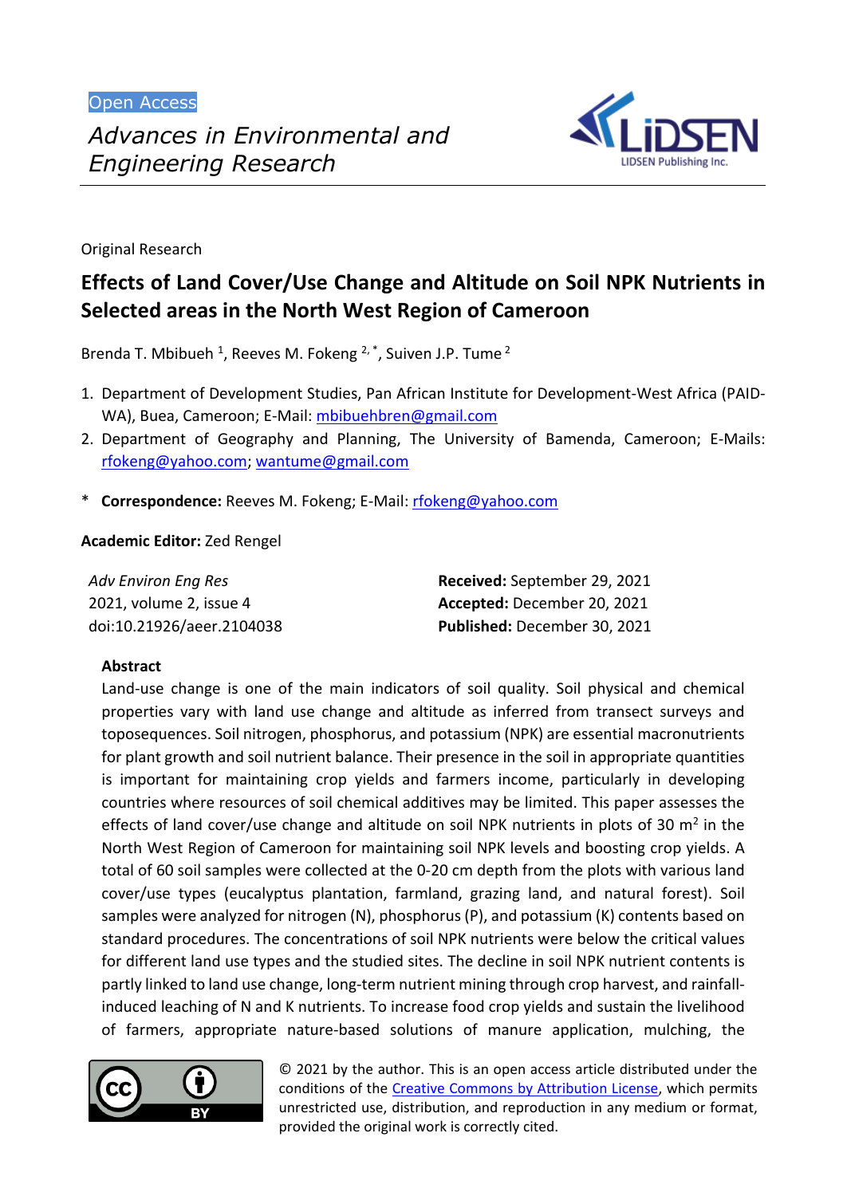Open Access

*Advances in Environmental and Engineering Research*

Original Research

# Effects of Land Cover/Use Change and Altitude on Soil NPK Nutrients in Selected areas in the North West Region of Cameroon

Brenda T. Mbibueh [1], Reeves M. Fokeng [2,*], Suiven J.P. Tume [2]

1. Department of Development Studies, Pan African Institute for Development-West Africa (PAID-WA), Buea, Cameroon; E-Mail: mbibuehbren@gmail.com
2. Department of Geography and Planning, The University of Bamenda, Cameroon; E-Mails: rfokeng@yahoo.com; wantume@gmail.com

\* **Correspondence:** Reeves M. Fokeng; E-Mail: rfokeng@yahoo.com

**Academic Editor:** Zed Rengel

*Adv Environ Eng Res*
2021, volume 2, issue 4
doi:10.21926/aeer.2104038

**Received:** September 29, 2021
**Accepted:** December 20, 2021
**Published:** December 30, 2021

## Abstract

Land-use change is one of the main indicators of soil quality. Soil physical and chemical properties vary with land use change and altitude as inferred from transect surveys and toposequences. Soil nitrogen, phosphorus, and potassium (NPK) are essential macronutrients for plant growth and soil nutrient balance. Their presence in the soil in appropriate quantities is important for maintaining crop yields and farmers income, particularly in developing countries where resources of soil chemical additives may be limited. This paper assesses the effects of land cover/use change and altitude on soil NPK nutrients in plots of 30 $m^2$ in the North West Region of Cameroon for maintaining soil NPK levels and boosting crop yields. A total of 60 soil samples were collected at the 0-20 cm depth from the plots with various land cover/use types (eucalyptus plantation, farmland, grazing land, and natural forest). Soil samples were analyzed for nitrogen (N), phosphorus (P), and potassium (K) contents based on standard procedures. The concentrations of soil NPK nutrients were below the critical values for different land use types and the studied sites. The decline in soil NPK nutrient contents is partly linked to land use change, long-term nutrient mining through crop harvest, and rainfall-induced leaching of N and K nutrients. To increase food crop yields and sustain the livelihood of farmers, appropriate nature-based solutions of manure application, mulching, the

© 2021 by the author. This is an open access article distributed under the conditions of the Creative Commons by Attribution License, which permits unrestricted use, distribution, and reproduction in any medium or format, provided the original work is correctly cited.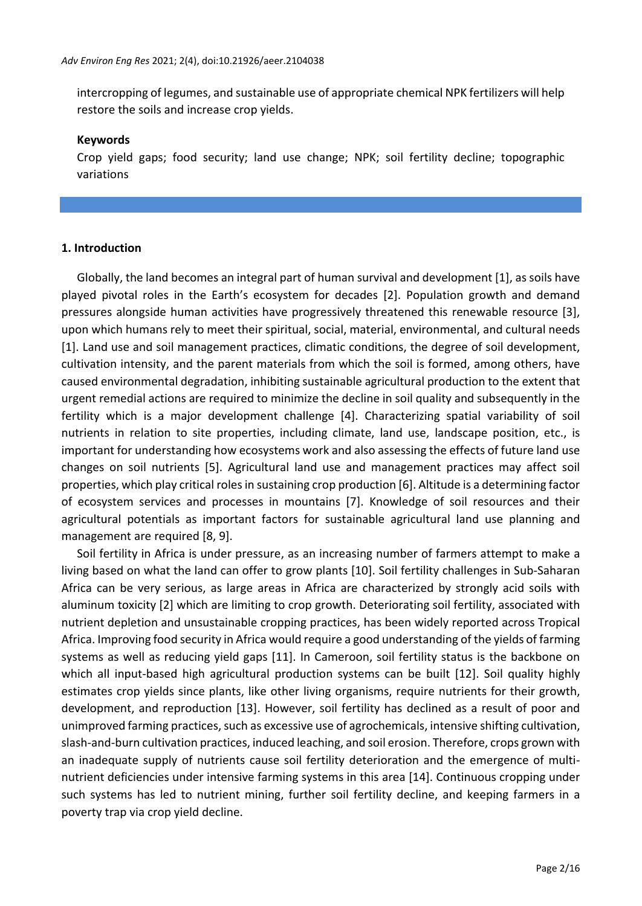intercropping of legumes, and sustainable use of appropriate chemical NPK fertilizers will help restore the soils and increase crop yields.

**Keywords**

Crop yield gaps; food security; land use change; NPK; soil fertility decline; topographic variations

## 1. Introduction

Globally, the land becomes an integral part of human survival and development [1], as soils have played pivotal roles in the Earth's ecosystem for decades [2]. Population growth and demand pressures alongside human activities have progressively threatened this renewable resource [3], upon which humans rely to meet their spiritual, social, material, environmental, and cultural needs [1]. Land use and soil management practices, climatic conditions, the degree of soil development, cultivation intensity, and the parent materials from which the soil is formed, among others, have caused environmental degradation, inhibiting sustainable agricultural production to the extent that urgent remedial actions are required to minimize the decline in soil quality and subsequently in the fertility which is a major development challenge [4]. Characterizing spatial variability of soil nutrients in relation to site properties, including climate, land use, landscape position, etc., is important for understanding how ecosystems work and also assessing the effects of future land use changes on soil nutrients [5]. Agricultural land use and management practices may affect soil properties, which play critical roles in sustaining crop production [6]. Altitude is a determining factor of ecosystem services and processes in mountains [7]. Knowledge of soil resources and their agricultural potentials as important factors for sustainable agricultural land use planning and management are required [8, 9].

Soil fertility in Africa is under pressure, as an increasing number of farmers attempt to make a living based on what the land can offer to grow plants [10]. Soil fertility challenges in Sub-Saharan Africa can be very serious, as large areas in Africa are characterized by strongly acid soils with aluminum toxicity [2] which are limiting to crop growth. Deteriorating soil fertility, associated with nutrient depletion and unsustainable cropping practices, has been widely reported across Tropical Africa. Improving food security in Africa would require a good understanding of the yields of farming systems as well as reducing yield gaps [11]. In Cameroon, soil fertility status is the backbone on which all input-based high agricultural production systems can be built [12]. Soil quality highly estimates crop yields since plants, like other living organisms, require nutrients for their growth, development, and reproduction [13]. However, soil fertility has declined as a result of poor and unimproved farming practices, such as excessive use of agrochemicals, intensive shifting cultivation, slash-and-burn cultivation practices, induced leaching, and soil erosion. Therefore, crops grown with an inadequate supply of nutrients cause soil fertility deterioration and the emergence of multi-nutrient deficiencies under intensive farming systems in this area [14]. Continuous cropping under such systems has led to nutrient mining, further soil fertility decline, and keeping farmers in a poverty trap via crop yield decline.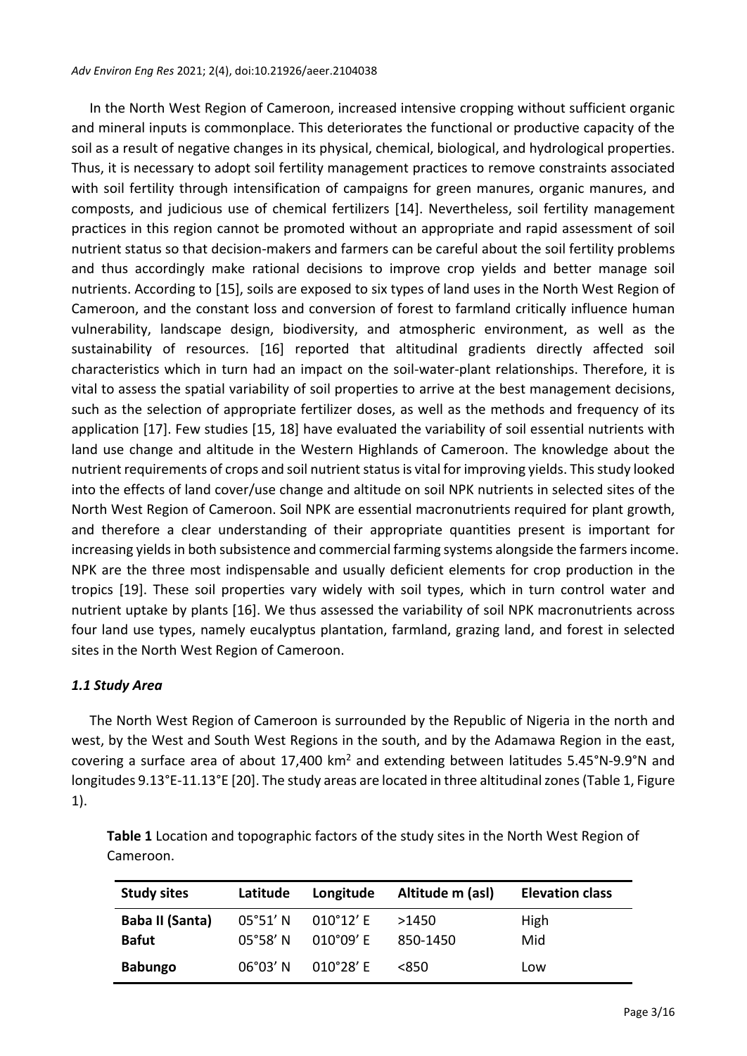In the North West Region of Cameroon, increased intensive cropping without sufficient organic and mineral inputs is commonplace. This deteriorates the functional or productive capacity of the soil as a result of negative changes in its physical, chemical, biological, and hydrological properties. Thus, it is necessary to adopt soil fertility management practices to remove constraints associated with soil fertility through intensification of campaigns for green manures, organic manures, and composts, and judicious use of chemical fertilizers [14]. Nevertheless, soil fertility management practices in this region cannot be promoted without an appropriate and rapid assessment of soil nutrient status so that decision-makers and farmers can be careful about the soil fertility problems and thus accordingly make rational decisions to improve crop yields and better manage soil nutrients. According to [15], soils are exposed to six types of land uses in the North West Region of Cameroon, and the constant loss and conversion of forest to farmland critically influence human vulnerability, landscape design, biodiversity, and atmospheric environment, as well as the sustainability of resources. [16] reported that altitudinal gradients directly affected soil characteristics which in turn had an impact on the soil-water-plant relationships. Therefore, it is vital to assess the spatial variability of soil properties to arrive at the best management decisions, such as the selection of appropriate fertilizer doses, as well as the methods and frequency of its application [17]. Few studies [15, 18] have evaluated the variability of soil essential nutrients with land use change and altitude in the Western Highlands of Cameroon. The knowledge about the nutrient requirements of crops and soil nutrient status is vital for improving yields. This study looked into the effects of land cover/use change and altitude on soil NPK nutrients in selected sites of the North West Region of Cameroon. Soil NPK are essential macronutrients required for plant growth, and therefore a clear understanding of their appropriate quantities present is important for increasing yields in both subsistence and commercial farming systems alongside the farmers income. NPK are the three most indispensable and usually deficient elements for crop production in the tropics [19]. These soil properties vary widely with soil types, which in turn control water and nutrient uptake by plants [16]. We thus assessed the variability of soil NPK macronutrients across four land use types, namely eucalyptus plantation, farmland, grazing land, and forest in selected sites in the North West Region of Cameroon.

### *1.1 Study Area*

The North West Region of Cameroon is surrounded by the Republic of Nigeria in the north and west, by the West and South West Regions in the south, and by the Adamawa Region in the east, covering a surface area of about 17,400 km$^2$ and extending between latitudes 5.45°N-9.9°N and longitudes 9.13°E-11.13°E [20]. The study areas are located in three altitudinal zones (Table 1, Figure 1).

**Table 1** Location and topographic factors of the study sites in the North West Region of Cameroon.

| Study sites | Latitude | Longitude | Altitude m (asl) | Elevation class |
|---|---|---|---|---|
| **Baba II (Santa)** | 05°51' N | 010°12' E | >1450 | High |
| **Bafut** | 05°58' N | 010°09' E | 850-1450 | Mid |
| **Babungo** | 06°03' N | 010°28' E | <850 | Low |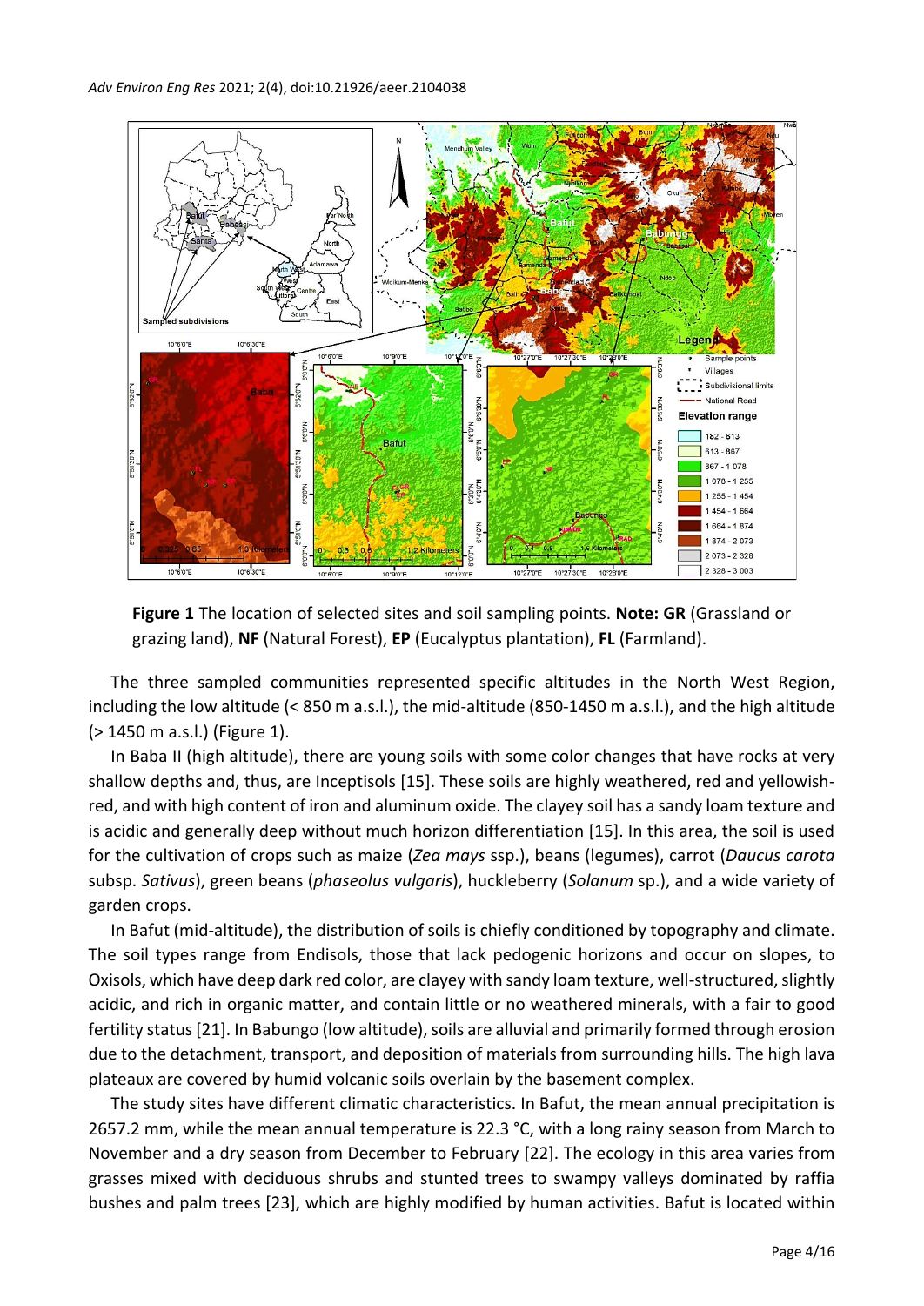**Figure 1** The location of selected sites and soil sampling points. **Note: GR** (Grassland or grazing land), **NF** (Natural Forest), **EP** (Eucalyptus plantation), **FL** (Farmland).

The three sampled communities represented specific altitudes in the North West Region, including the low altitude (< 850 m a.s.l.), the mid-altitude (850-1450 m a.s.l.), and the high altitude (> 1450 m a.s.l.) (Figure 1).

In Baba II (high altitude), there are young soils with some color changes that have rocks at very shallow depths and, thus, are Inceptisols [15]. These soils are highly weathered, red and yellowish-red, and with high content of iron and aluminum oxide. The clayey soil has a sandy loam texture and is acidic and generally deep without much horizon differentiation [15]. In this area, the soil is used for the cultivation of crops such as maize (*Zea mays* ssp.), beans (legumes), carrot (*Daucus carota* subsp. *Sativus*), green beans (*phaseolus vulgaris*), huckleberry (*Solanum* sp.), and a wide variety of garden crops.

In Bafut (mid-altitude), the distribution of soils is chiefly conditioned by topography and climate. The soil types range from Endisols, those that lack pedogenic horizons and occur on slopes, to Oxisols, which have deep dark red color, are clayey with sandy loam texture, well-structured, slightly acidic, and rich in organic matter, and contain little or no weathered minerals, with a fair to good fertility status [21]. In Babungo (low altitude), soils are alluvial and primarily formed through erosion due to the detachment, transport, and deposition of materials from surrounding hills. The high lava plateaux are covered by humid volcanic soils overlain by the basement complex.

The study sites have different climatic characteristics. In Bafut, the mean annual precipitation is 2657.2 mm, while the mean annual temperature is 22.3 °C, with a long rainy season from March to November and a dry season from December to February [22]. The ecology in this area varies from grasses mixed with deciduous shrubs and stunted trees to swampy valleys dominated by raffia bushes and palm trees [23], which are highly modified by human activities. Bafut is located within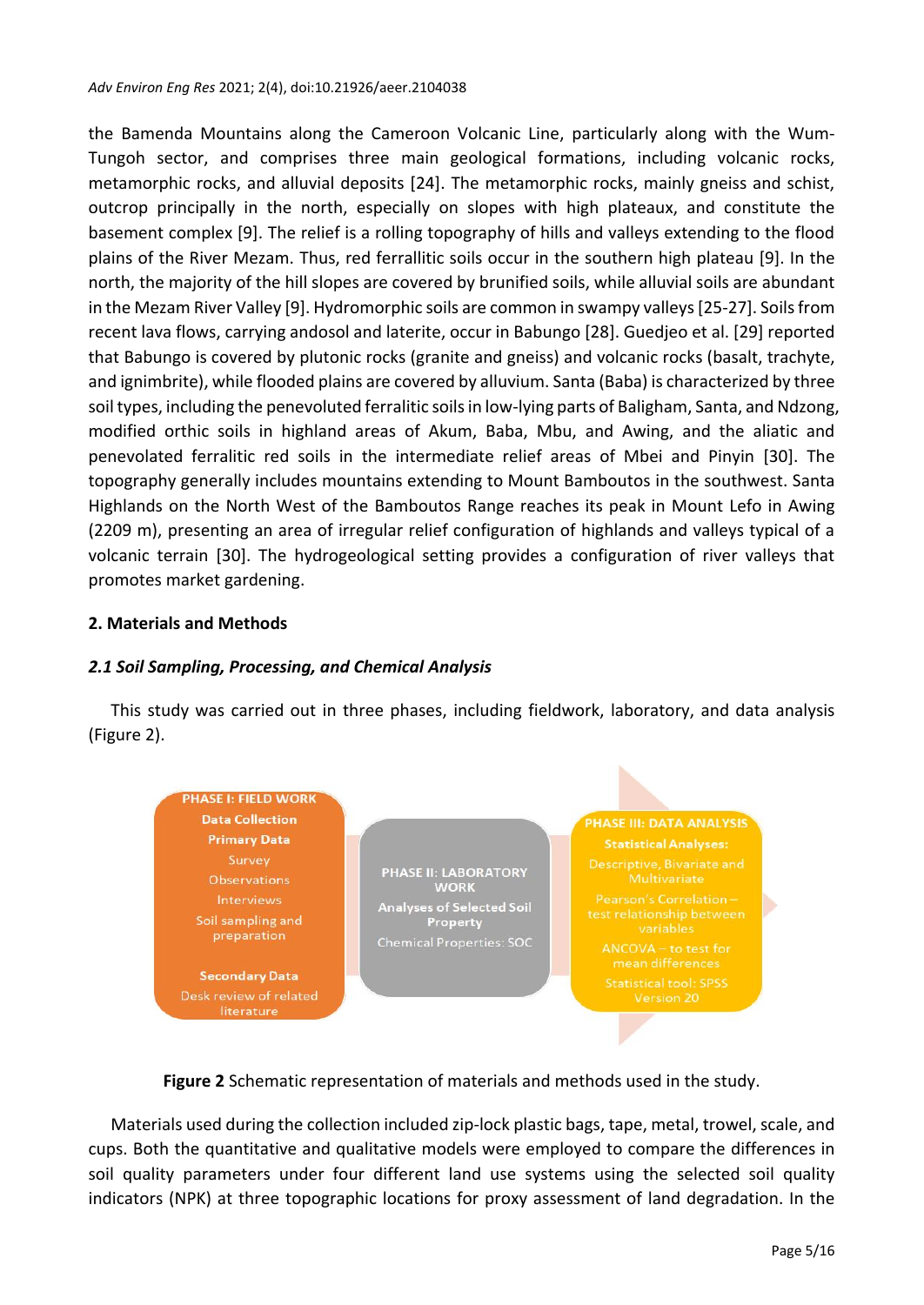the Bamenda Mountains along the Cameroon Volcanic Line, particularly along with the Wum-Tungoh sector, and comprises three main geological formations, including volcanic rocks, metamorphic rocks, and alluvial deposits [24]. The metamorphic rocks, mainly gneiss and schist, outcrop principally in the north, especially on slopes with high plateaux, and constitute the basement complex [9]. The relief is a rolling topography of hills and valleys extending to the flood plains of the River Mezam. Thus, red ferrallitic soils occur in the southern high plateau [9]. In the north, the majority of the hill slopes are covered by brunified soils, while alluvial soils are abundant in the Mezam River Valley [9]. Hydromorphic soils are common in swampy valleys [25-27]. Soils from recent lava flows, carrying andosol and laterite, occur in Babungo [28]. Guedjeo et al. [29] reported that Babungo is covered by plutonic rocks (granite and gneiss) and volcanic rocks (basalt, trachyte, and ignimbrite), while flooded plains are covered by alluvium. Santa (Baba) is characterized by three soil types, including the penevoluted ferralitic soils in low-lying parts of Baligham, Santa, and Ndzong, modified orthic soils in highland areas of Akum, Baba, Mbu, and Awing, and the aliatic and penevolated ferralitic red soils in the intermediate relief areas of Mbei and Pinyin [30]. The topography generally includes mountains extending to Mount Bamboutos in the southwest. Santa Highlands on the North West of the Bamboutos Range reaches its peak in Mount Lefo in Awing (2209 m), presenting an area of irregular relief configuration of highlands and valleys typical of a volcanic terrain [30]. The hydrogeological setting provides a configuration of river valleys that promotes market gardening.

## 2. Materials and Methods

### *2.1 Soil Sampling, Processing, and Chemical Analysis*

This study was carried out in three phases, including fieldwork, laboratory, and data analysis (Figure 2).

**PHASE I: FIELD WORK**
**Data Collection**
**Primary Data**
Survey
Observations
Interviews
Soil sampling and preparation
**Secondary Data**
Desk review of related literature

**PHASE II: LABORATORY WORK**
**Analyses of Selected Soil Property**
Chemical Properties: SOC

**PHASE III: DATA ANALYSIS**
**Statistical Analyses:**
Descriptive, Bivariate and Multivariate
Pearson's Correlation – test relationship between variables
ANCOVA – to test for mean differences
Statistical tool: SPSS Version 20

**Figure 2** Schematic representation of materials and methods used in the study.

Materials used during the collection included zip-lock plastic bags, tape, metal, trowel, scale, and cups. Both the quantitative and qualitative models were employed to compare the differences in soil quality parameters under four different land use systems using the selected soil quality indicators (NPK) at three topographic locations for proxy assessment of land degradation. In the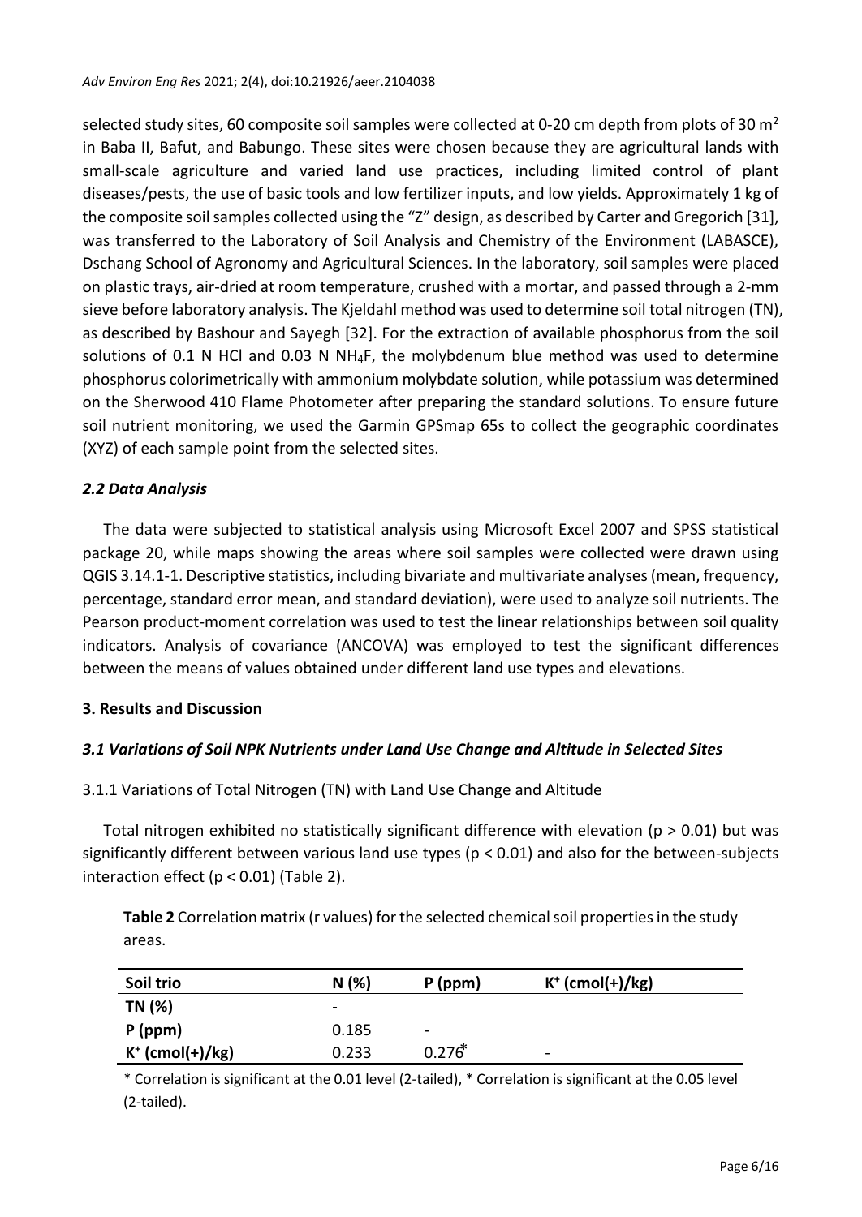selected study sites, 60 composite soil samples were collected at 0-20 cm depth from plots of 30 $m^2$ in Baba II, Bafut, and Babungo. These sites were chosen because they are agricultural lands with small-scale agriculture and varied land use practices, including limited control of plant diseases/pests, the use of basic tools and low fertilizer inputs, and low yields. Approximately 1 kg of the composite soil samples collected using the "Z" design, as described by Carter and Gregorich [31], was transferred to the Laboratory of Soil Analysis and Chemistry of the Environment (LABASCE), Dschang School of Agronomy and Agricultural Sciences. In the laboratory, soil samples were placed on plastic trays, air-dried at room temperature, crushed with a mortar, and passed through a 2-mm sieve before laboratory analysis. The Kjeldahl method was used to determine soil total nitrogen (TN), as described by Bashour and Sayegh [32]. For the extraction of available phosphorus from the soil solutions of 0.1 N HCl and 0.03 N $NH_4F$, the molybdenum blue method was used to determine phosphorus colorimetrically with ammonium molybdate solution, while potassium was determined on the Sherwood 410 Flame Photometer after preparing the standard solutions. To ensure future soil nutrient monitoring, we used the Garmin GPSmap 65s to collect the geographic coordinates (XYZ) of each sample point from the selected sites.

### *2.2 Data Analysis*

The data were subjected to statistical analysis using Microsoft Excel 2007 and SPSS statistical package 20, while maps showing the areas where soil samples were collected were drawn using QGIS 3.14.1-1. Descriptive statistics, including bivariate and multivariate analyses (mean, frequency, percentage, standard error mean, and standard deviation), were used to analyze soil nutrients. The Pearson product-moment correlation was used to test the linear relationships between soil quality indicators. Analysis of covariance (ANCOVA) was employed to test the significant differences between the means of values obtained under different land use types and elevations.

## 3. Results and Discussion

### *3.1 Variations of Soil NPK Nutrients under Land Use Change and Altitude in Selected Sites*

#### 3.1.1 Variations of Total Nitrogen (TN) with Land Use Change and Altitude

Total nitrogen exhibited no statistically significant difference with elevation ($p > 0.01$) but was significantly different between various land use types ($p < 0.01$) and also for the between-subjects interaction effect ($p < 0.01$) (Table 2).

**Table 2** Correlation matrix (r values) for the selected chemical soil properties in the study areas.

| Soil trio | N (%) | P (ppm) | $K^+$ (cmol(+)/kg) |
|---|---|---|---|
| **TN (%)** | - | | |
| **P (ppm)** | 0.185 | - | |
| **$K^+$ (cmol(+)/kg)** | 0.233 | 0.276* | - |

\* Correlation is significant at the 0.01 level (2-tailed), * Correlation is significant at the 0.05 level (2-tailed).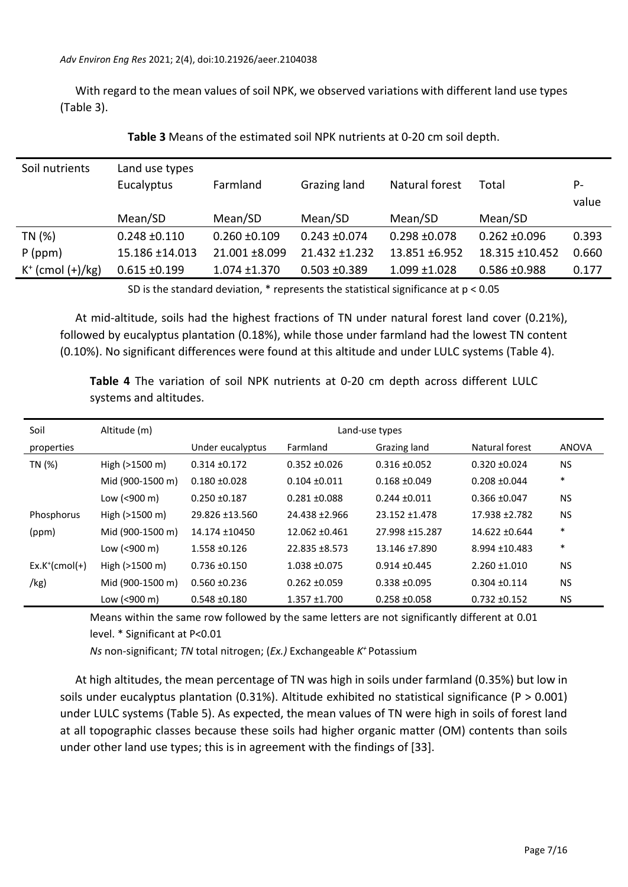With regard to the mean values of soil NPK, we observed variations with different land use types (Table 3).

**Table 3** Means of the estimated soil NPK nutrients at 0-20 cm soil depth.

| Soil nutrients | Land use types Eucalyptus | Farmland | Grazing land | Natural forest | Total | P-value |
|---|---|---|---|---|---|---|
| | Mean/SD | Mean/SD | Mean/SD | Mean/SD | Mean/SD | |
| TN (%) | 0.248 ±0.110 | 0.260 ±0.109 | 0.243 ±0.074 | 0.298 ±0.078 | 0.262 ±0.096 | 0.393 |
| P (ppm) | 15.186 ±14.013 | 21.001 ±8.099 | 21.432 ±1.232 | 13.851 ±6.952 | 18.315 ±10.452 | 0.660 |
| $K^+$ (cmol (+)/kg) | 0.615 ±0.199 | 1.074 ±1.370 | 0.503 ±0.389 | 1.099 ±1.028 | 0.586 ±0.988 | 0.177 |

SD is the standard deviation, * represents the statistical significance at $p < 0.05$

At mid-altitude, soils had the highest fractions of TN under natural forest land cover (0.21%), followed by eucalyptus plantation (0.18%), while those under farmland had the lowest TN content (0.10%). No significant differences were found at this altitude and under LULC systems (Table 4).

**Table 4** The variation of soil NPK nutrients at 0-20 cm depth across different LULC systems and altitudes.

| Soil properties | Altitude (m) | Land-use types Under eucalyptus | Farmland | Grazing land | Natural forest | ANOVA |
|---|---|---|---|---|---|---|
| TN (%) | High (>1500 m) | 0.314 ±0.172 | 0.352 ±0.026 | 0.316 ±0.052 | 0.320 ±0.024 | NS |
| | Mid (900-1500 m) | 0.180 ±0.028 | 0.104 ±0.011 | 0.168 ±0.049 | 0.208 ±0.044 | * |
| | Low (<900 m) | 0.250 ±0.187 | 0.281 ±0.088 | 0.244 ±0.011 | 0.366 ±0.047 | NS |
| Phosphorus (ppm) | High (>1500 m) | 29.826 ±13.560 | 24.438 ±2.966 | 23.152 ±1.478 | 17.938 ±2.782 | NS |
| | Mid (900-1500 m) | 14.174 ±10450 | 12.062 ±0.461 | 27.998 ±15.287 | 14.622 ±0.644 | * |
| | Low (<900 m) | 1.558 ±0.126 | 22.835 ±8.573 | 13.146 ±7.890 | 8.994 ±10.483 | * |
| $Ex.K^+$(cmol(+)/kg) | High (>1500 m) | 0.736 ±0.150 | 1.038 ±0.075 | 0.914 ±0.445 | 2.260 ±1.010 | NS |
| | Mid (900-1500 m) | 0.560 ±0.236 | 0.262 ±0.059 | 0.338 ±0.095 | 0.304 ±0.114 | NS |
| | Low (<900 m) | 0.548 ±0.180 | 1.357 ±1.700 | 0.258 ±0.058 | 0.732 ±0.152 | NS |

Means within the same row followed by the same letters are not significantly different at 0.01 level. * Significant at P<0.01

*Ns* non-significant; *TN* total nitrogen; (*Ex.*) Exchangeable *$K^+$* Potassium

At high altitudes, the mean percentage of TN was high in soils under farmland (0.35%) but low in soils under eucalyptus plantation (0.31%). Altitude exhibited no statistical significance ($P > 0.001$) under LULC systems (Table 5). As expected, the mean values of TN were high in soils of forest land at all topographic classes because these soils had higher organic matter (OM) contents than soils under other land use types; this is in agreement with the findings of [33].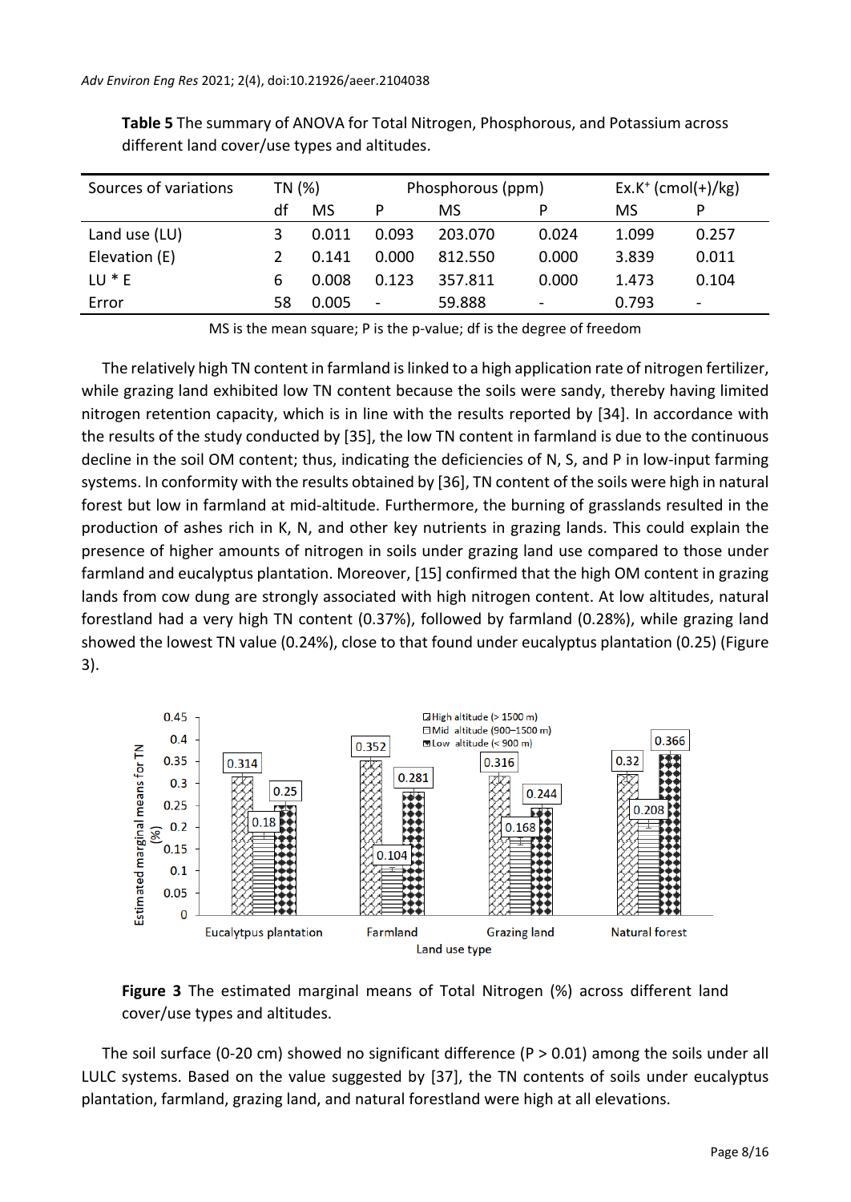**Table 5** The summary of ANOVA for Total Nitrogen, Phosphorous, and Potassium across different land cover/use types and altitudes.

| Sources of variations | TN (%) | | | Phosphorous (ppm) | | Ex.$K^+$ (cmol(+)/kg) | |
|---|---|---|---|---|---|---|---|
| | df | MS | P | MS | P | MS | P |
| Land use (LU) | 3 | 0.011 | 0.093 | 203.070 | 0.024 | 1.099 | 0.257 |
| Elevation (E) | 2 | 0.141 | 0.000 | 812.550 | 0.000 | 3.839 | 0.011 |
| LU * E | 6 | 0.008 | 0.123 | 357.811 | 0.000 | 1.473 | 0.104 |
| Error | 58 | 0.005 | - | 59.888 | - | 0.793 | - |

MS is the mean square; P is the p-value; df is the degree of freedom

The relatively high TN content in farmland is linked to a high application rate of nitrogen fertilizer, while grazing land exhibited low TN content because the soils were sandy, thereby having limited nitrogen retention capacity, which is in line with the results reported by [34]. In accordance with the results of the study conducted by [35], the low TN content in farmland is due to the continuous decline in the soil OM content; thus, indicating the deficiencies of N, S, and P in low-input farming systems. In conformity with the results obtained by [36], TN content of the soils were high in natural forest but low in farmland at mid-altitude. Furthermore, the burning of grasslands resulted in the production of ashes rich in K, N, and other key nutrients in grazing lands. This could explain the presence of higher amounts of nitrogen in soils under grazing land use compared to those under farmland and eucalyptus plantation. Moreover, [15] confirmed that the high OM content in grazing lands from cow dung are strongly associated with high nitrogen content. At low altitudes, natural forestland had a very high TN content (0.37%), followed by farmland (0.28%), while grazing land showed the lowest TN value (0.24%), close to that found under eucalyptus plantation (0.25) (Figure 3).

**Figure 3** The estimated marginal means of Total Nitrogen (%) across different land cover/use types and altitudes.

The soil surface (0-20 cm) showed no significant difference ($P > 0.01$) among the soils under all LULC systems. Based on the value suggested by [37], the TN contents of soils under eucalyptus plantation, farmland, grazing land, and natural forestland were high at all elevations.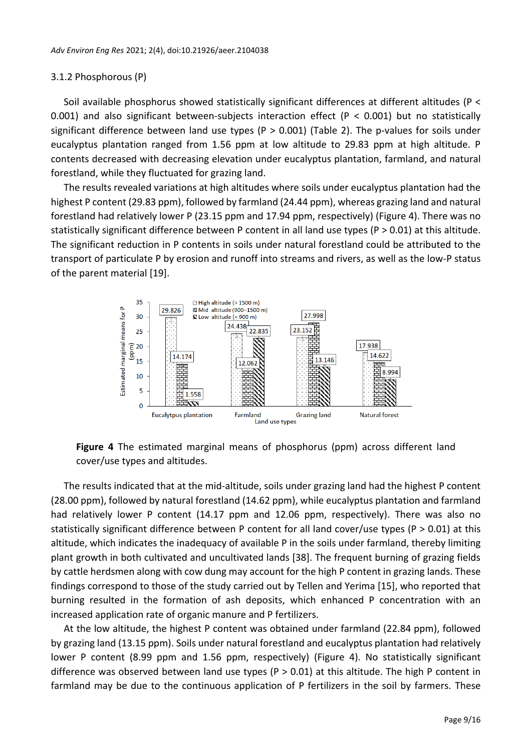### 3.1.2 Phosphorous (P)

Soil available phosphorus showed statistically significant differences at different altitudes ($P < 0.001$) and also significant between-subjects interaction effect ($P < 0.001$) but no statistically significant difference between land use types ($P > 0.001$) (Table 2). The p-values for soils under eucalyptus plantation ranged from 1.56 ppm at low altitude to 29.83 ppm at high altitude. P contents decreased with decreasing elevation under eucalyptus plantation, farmland, and natural forestland, while they fluctuated for grazing land.

The results revealed variations at high altitudes where soils under eucalyptus plantation had the highest P content (29.83 ppm), followed by farmland (24.44 ppm), whereas grazing land and natural forestland had relatively lower P (23.15 ppm and 17.94 ppm, respectively) (Figure 4). There was no statistically significant difference between P content in all land use types ($P > 0.01$) at this altitude. The significant reduction in P contents in soils under natural forestland could be attributed to the transport of particulate P by erosion and runoff into streams and rivers, as well as the low-P status of the parent material [19].

**Figure 4** The estimated marginal means of phosphorus (ppm) across different land cover/use types and altitudes.

The results indicated that at the mid-altitude, soils under grazing land had the highest P content (28.00 ppm), followed by natural forestland (14.62 ppm), while eucalyptus plantation and farmland had relatively lower P content (14.17 ppm and 12.06 ppm, respectively). There was also no statistically significant difference between P content for all land cover/use types ($P > 0.01$) at this altitude, which indicates the inadequacy of available P in the soils under farmland, thereby limiting plant growth in both cultivated and uncultivated lands [38]. The frequent burning of grazing fields by cattle herdsmen along with cow dung may account for the high P content in grazing lands. These findings correspond to those of the study carried out by Tellen and Yerima [15], who reported that burning resulted in the formation of ash deposits, which enhanced P concentration with an increased application rate of organic manure and P fertilizers.

At the low altitude, the highest P content was obtained under farmland (22.84 ppm), followed by grazing land (13.15 ppm). Soils under natural forestland and eucalyptus plantation had relatively lower P content (8.99 ppm and 1.56 ppm, respectively) (Figure 4). No statistically significant difference was observed between land use types ($P > 0.01$) at this altitude. The high P content in farmland may be due to the continuous application of P fertilizers in the soil by farmers. These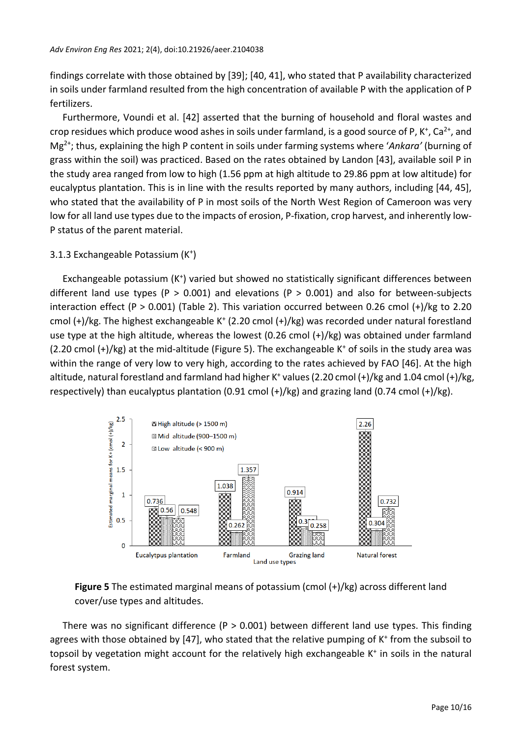findings correlate with those obtained by [39]; [40, 41], who stated that P availability characterized in soils under farmland resulted from the high concentration of available P with the application of P fertilizers.

Furthermore, Voundi et al. [42] asserted that the burning of household and floral wastes and crop residues which produce wood ashes in soils under farmland, is a good source of P, $K^+$, $Ca^{2+}$, and $Mg^{2+}$; thus, explaining the high P content in soils under farming systems where '*Ankara'* (burning of grass within the soil) was practiced. Based on the rates obtained by Landon [43], available soil P in the study area ranged from low to high (1.56 ppm at high altitude to 29.86 ppm at low altitude) for eucalyptus plantation. This is in line with the results reported by many authors, including [44, 45], who stated that the availability of P in most soils of the North West Region of Cameroon was very low for all land use types due to the impacts of erosion, P-fixation, crop harvest, and inherently low-P status of the parent material.

### 3.1.3 Exchangeable Potassium ($K^+$)

Exchangeable potassium ($K^+$) varied but showed no statistically significant differences between different land use types ($P > 0.001$) and elevations ($P > 0.001$) and also for between-subjects interaction effect ($P > 0.001$) (Table 2). This variation occurred between 0.26 cmol (+)/kg to 2.20 cmol (+)/kg. The highest exchangeable $K^+$ (2.20 cmol (+)/kg) was recorded under natural forestland use type at the high altitude, whereas the lowest (0.26 cmol (+)/kg) was obtained under farmland (2.20 cmol (+)/kg) at the mid-altitude (Figure 5). The exchangeable $K^+$ of soils in the study area was within the range of very low to very high, according to the rates achieved by FAO [46]. At the high altitude, natural forestland and farmland had higher $K^+$ values (2.20 cmol (+)/kg and 1.04 cmol (+)/kg, respectively) than eucalyptus plantation (0.91 cmol (+)/kg) and grazing land (0.74 cmol (+)/kg).

**Figure 5** The estimated marginal means of potassium (cmol (+)/kg) across different land cover/use types and altitudes.

There was no significant difference ($P > 0.001$) between different land use types. This finding agrees with those obtained by [47], who stated that the relative pumping of $K^+$ from the subsoil to topsoil by vegetation might account for the relatively high exchangeable $K^+$ in soils in the natural forest system.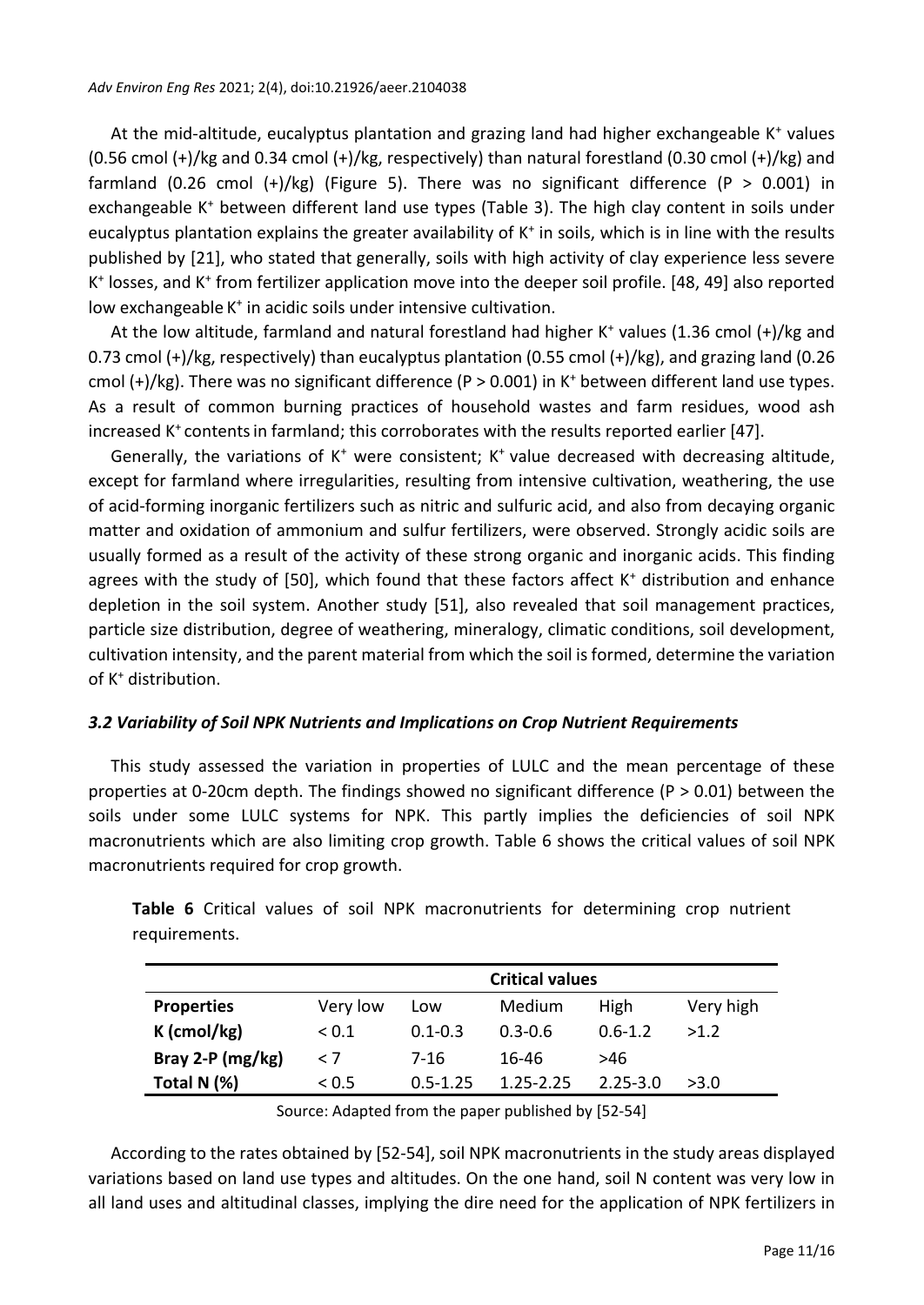At the mid-altitude, eucalyptus plantation and grazing land had higher exchangeable $K^+$ values (0.56 cmol (+)/kg and 0.34 cmol (+)/kg, respectively) than natural forestland (0.30 cmol (+)/kg) and farmland (0.26 cmol (+)/kg) (Figure 5). There was no significant difference ($P > 0.001$) in exchangeable $K^+$ between different land use types (Table 3). The high clay content in soils under eucalyptus plantation explains the greater availability of $K^+$ in soils, which is in line with the results published by [21], who stated that generally, soils with high activity of clay experience less severe $K^+$ losses, and $K^+$ from fertilizer application move into the deeper soil profile. [48, 49] also reported low exchangeable $K^+$ in acidic soils under intensive cultivation.

At the low altitude, farmland and natural forestland had higher $K^+$ values (1.36 cmol (+)/kg and 0.73 cmol (+)/kg, respectively) than eucalyptus plantation (0.55 cmol (+)/kg), and grazing land (0.26 cmol (+)/kg). There was no significant difference ($P > 0.001$) in $K^+$ between different land use types. As a result of common burning practices of household wastes and farm residues, wood ash increased $K^+$ contents in farmland; this corroborates with the results reported earlier [47].

Generally, the variations of $K^+$ were consistent; $K^+$ value decreased with decreasing altitude, except for farmland where irregularities, resulting from intensive cultivation, weathering, the use of acid-forming inorganic fertilizers such as nitric and sulfuric acid, and also from decaying organic matter and oxidation of ammonium and sulfur fertilizers, were observed. Strongly acidic soils are usually formed as a result of the activity of these strong organic and inorganic acids. This finding agrees with the study of [50], which found that these factors affect $K^+$ distribution and enhance depletion in the soil system. Another study [51], also revealed that soil management practices, particle size distribution, degree of weathering, mineralogy, climatic conditions, soil development, cultivation intensity, and the parent material from which the soil is formed, determine the variation of $K^+$ distribution.

### *3.2 Variability of Soil NPK Nutrients and Implications on Crop Nutrient Requirements*

This study assessed the variation in properties of LULC and the mean percentage of these properties at 0-20cm depth. The findings showed no significant difference ($P > 0.01$) between the soils under some LULC systems for NPK. This partly implies the deficiencies of soil NPK macronutrients which are also limiting crop growth. Table 6 shows the critical values of soil NPK macronutrients required for crop growth.

**Table 6** Critical values of soil NPK macronutrients for determining crop nutrient requirements.

| | Critical values | | | | |
|---|---|---|---|---|---|
| **Properties** | Very low | Low | Medium | High | Very high |
| **K (cmol/kg)** | < 0.1 | 0.1-0.3 | 0.3-0.6 | 0.6-1.2 | >1.2 |
| **Bray 2-P (mg/kg)** | < 7 | 7-16 | 16-46 | >46 | |
| **Total N (%)** | < 0.5 | 0.5-1.25 | 1.25-2.25 | 2.25-3.0 | >3.0 |

Source: Adapted from the paper published by [52-54]

According to the rates obtained by [52-54], soil NPK macronutrients in the study areas displayed variations based on land use types and altitudes. On the one hand, soil N content was very low in all land uses and altitudinal classes, implying the dire need for the application of NPK fertilizers in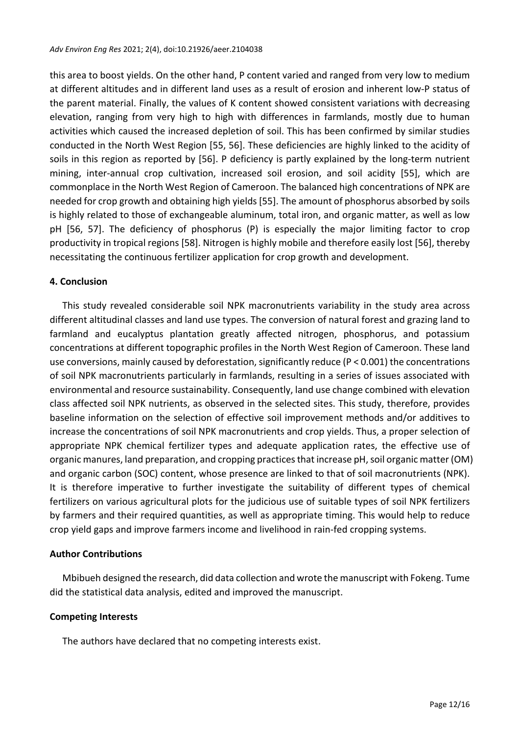this area to boost yields. On the other hand, P content varied and ranged from very low to medium at different altitudes and in different land uses as a result of erosion and inherent low-P status of the parent material. Finally, the values of K content showed consistent variations with decreasing elevation, ranging from very high to high with differences in farmlands, mostly due to human activities which caused the increased depletion of soil. This has been confirmed by similar studies conducted in the North West Region [55, 56]. These deficiencies are highly linked to the acidity of soils in this region as reported by [56]. P deficiency is partly explained by the long-term nutrient mining, inter-annual crop cultivation, increased soil erosion, and soil acidity [55], which are commonplace in the North West Region of Cameroon. The balanced high concentrations of NPK are needed for crop growth and obtaining high yields [55]. The amount of phosphorus absorbed by soils is highly related to those of exchangeable aluminum, total iron, and organic matter, as well as low pH [56, 57]. The deficiency of phosphorus (P) is especially the major limiting factor to crop productivity in tropical regions [58]. Nitrogen is highly mobile and therefore easily lost [56], thereby necessitating the continuous fertilizer application for crop growth and development.

## 4. Conclusion

This study revealed considerable soil NPK macronutrients variability in the study area across different altitudinal classes and land use types. The conversion of natural forest and grazing land to farmland and eucalyptus plantation greatly affected nitrogen, phosphorus, and potassium concentrations at different topographic profiles in the North West Region of Cameroon. These land use conversions, mainly caused by deforestation, significantly reduce ($P < 0.001$) the concentrations of soil NPK macronutrients particularly in farmlands, resulting in a series of issues associated with environmental and resource sustainability. Consequently, land use change combined with elevation class affected soil NPK nutrients, as observed in the selected sites. This study, therefore, provides baseline information on the selection of effective soil improvement methods and/or additives to increase the concentrations of soil NPK macronutrients and crop yields. Thus, a proper selection of appropriate NPK chemical fertilizer types and adequate application rates, the effective use of organic manures, land preparation, and cropping practices that increase pH, soil organic matter (OM) and organic carbon (SOC) content, whose presence are linked to that of soil macronutrients (NPK). It is therefore imperative to further investigate the suitability of different types of chemical fertilizers on various agricultural plots for the judicious use of suitable types of soil NPK fertilizers by farmers and their required quantities, as well as appropriate timing. This would help to reduce crop yield gaps and improve farmers income and livelihood in rain-fed cropping systems.

## Author Contributions

Mbibueh designed the research, did data collection and wrote the manuscript with Fokeng. Tume did the statistical data analysis, edited and improved the manuscript.

## Competing Interests

The authors have declared that no competing interests exist.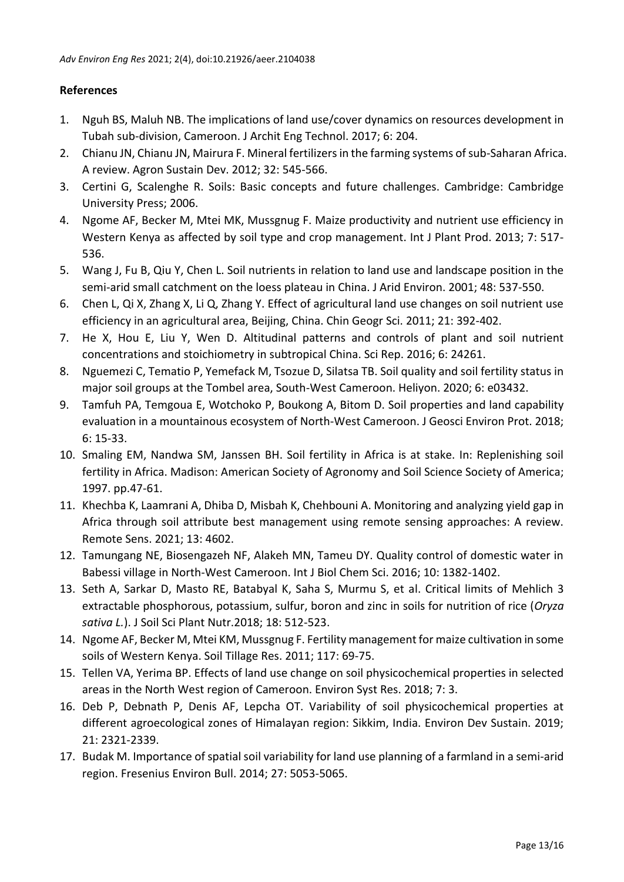## References

1. Nguh BS, Maluh NB. The implications of land use/cover dynamics on resources development in Tubah sub-division, Cameroon. J Archit Eng Technol. 2017; 6: 204.
2. Chianu JN, Chianu JN, Mairura F. Mineral fertilizers in the farming systems of sub-Saharan Africa. A review. Agron Sustain Dev. 2012; 32: 545-566.
3. Certini G, Scalenghe R. Soils: Basic concepts and future challenges. Cambridge: Cambridge University Press; 2006.
4. Ngome AF, Becker M, Mtei MK, Mussgnug F. Maize productivity and nutrient use efficiency in Western Kenya as affected by soil type and crop management. Int J Plant Prod. 2013; 7: 517-536.
5. Wang J, Fu B, Qiu Y, Chen L. Soil nutrients in relation to land use and landscape position in the semi-arid small catchment on the loess plateau in China. J Arid Environ. 2001; 48: 537-550.
6. Chen L, Qi X, Zhang X, Li Q, Zhang Y. Effect of agricultural land use changes on soil nutrient use efficiency in an agricultural area, Beijing, China. Chin Geogr Sci. 2011; 21: 392-402.
7. He X, Hou E, Liu Y, Wen D. Altitudinal patterns and controls of plant and soil nutrient concentrations and stoichiometry in subtropical China. Sci Rep. 2016; 6: 24261.
8. Nguemezi C, Tematio P, Yemefack M, Tsozue D, Silatsa TB. Soil quality and soil fertility status in major soil groups at the Tombel area, South-West Cameroon. Heliyon. 2020; 6: e03432.
9. Tamfuh PA, Temgoua E, Wotchoko P, Boukong A, Bitom D. Soil properties and land capability evaluation in a mountainous ecosystem of North-West Cameroon. J Geosci Environ Prot. 2018; 6: 15-33.
10. Smaling EM, Nandwa SM, Janssen BH. Soil fertility in Africa is at stake. In: Replenishing soil fertility in Africa. Madison: American Society of Agronomy and Soil Science Society of America; 1997. pp.47-61.
11. Khechba K, Laamrani A, Dhiba D, Misbah K, Chehbouni A. Monitoring and analyzing yield gap in Africa through soil attribute best management using remote sensing approaches: A review. Remote Sens. 2021; 13: 4602.
12. Tamungang NE, Biosengazeh NF, Alakeh MN, Tameu DY. Quality control of domestic water in Babessi village in North-West Cameroon. Int J Biol Chem Sci. 2016; 10: 1382-1402.
13. Seth A, Sarkar D, Masto RE, Batabyal K, Saha S, Murmu S, et al. Critical limits of Mehlich 3 extractable phosphorous, potassium, sulfur, boron and zinc in soils for nutrition of rice (*Oryza sativa L.*). J Soil Sci Plant Nutr.2018; 18: 512-523.
14. Ngome AF, Becker M, Mtei KM, Mussgnug F. Fertility management for maize cultivation in some soils of Western Kenya. Soil Tillage Res. 2011; 117: 69-75.
15. Tellen VA, Yerima BP. Effects of land use change on soil physicochemical properties in selected areas in the North West region of Cameroon. Environ Syst Res. 2018; 7: 3.
16. Deb P, Debnath P, Denis AF, Lepcha OT. Variability of soil physicochemical properties at different agroecological zones of Himalayan region: Sikkim, India. Environ Dev Sustain. 2019; 21: 2321-2339.
17. Budak M. Importance of spatial soil variability for land use planning of a farmland in a semi-arid region. Fresenius Environ Bull. 2014; 27: 5053-5065.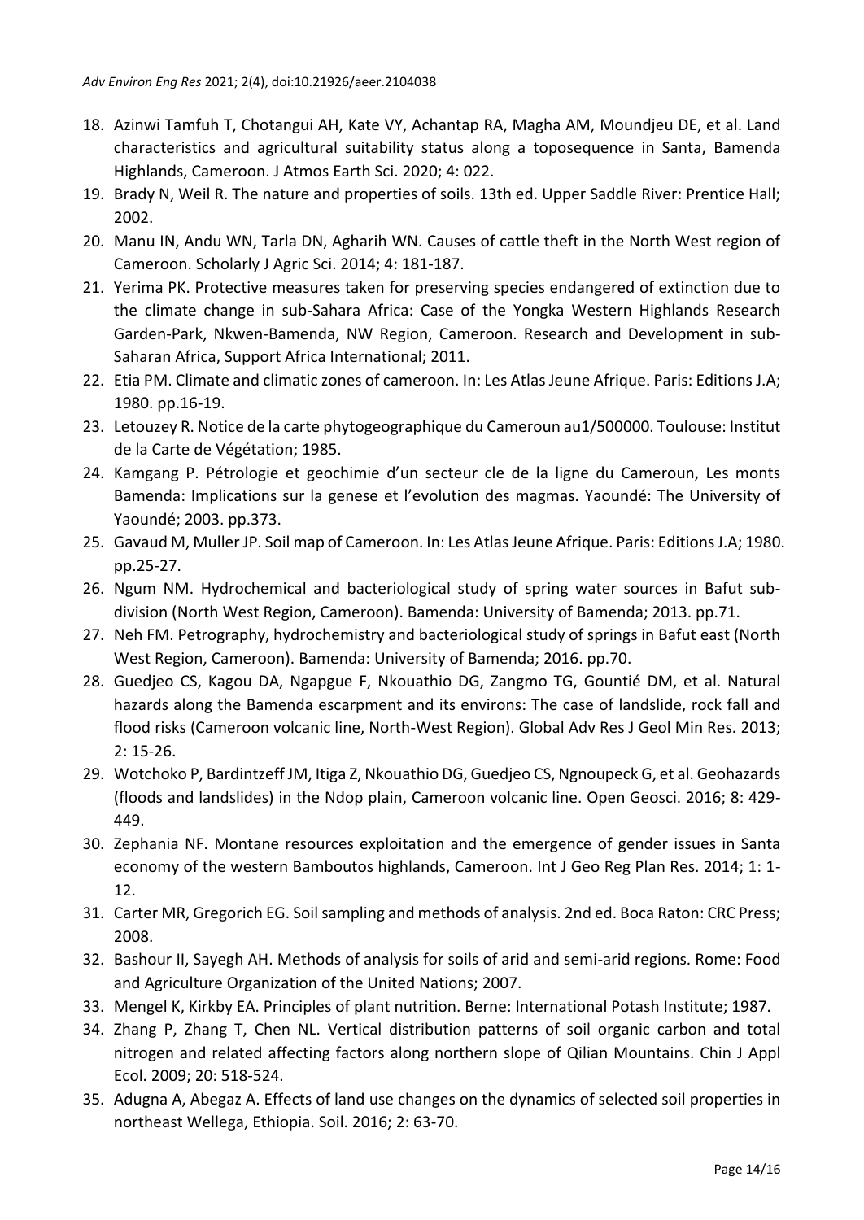18. Azinwi Tamfuh T, Chotangui AH, Kate VY, Achantap RA, Magha AM, Moundjeu DE, et al. Land characteristics and agricultural suitability status along a toposequence in Santa, Bamenda Highlands, Cameroon. J Atmos Earth Sci. 2020; 4: 022.
19. Brady N, Weil R. The nature and properties of soils. 13th ed. Upper Saddle River: Prentice Hall; 2002.
20. Manu IN, Andu WN, Tarla DN, Agharih WN. Causes of cattle theft in the North West region of Cameroon. Scholarly J Agric Sci. 2014; 4: 181-187.
21. Yerima PK. Protective measures taken for preserving species endangered of extinction due to the climate change in sub-Sahara Africa: Case of the Yongka Western Highlands Research Garden-Park, Nkwen-Bamenda, NW Region, Cameroon. Research and Development in sub-Saharan Africa, Support Africa International; 2011.
22. Etia PM. Climate and climatic zones of cameroon. In: Les Atlas Jeune Afrique. Paris: Editions J.A; 1980. pp.16-19.
23. Letouzey R. Notice de la carte phytogeographique du Cameroun au1/500000. Toulouse: Institut de la Carte de Végétation; 1985.
24. Kamgang P. Pétrologie et geochimie d'un secteur cle de la ligne du Cameroun, Les monts Bamenda: Implications sur la genese et l'evolution des magmas. Yaoundé: The University of Yaoundé; 2003. pp.373.
25. Gavaud M, Muller JP. Soil map of Cameroon. In: Les Atlas Jeune Afrique. Paris: Editions J.A; 1980. pp.25-27.
26. Ngum NM. Hydrochemical and bacteriological study of spring water sources in Bafut sub-division (North West Region, Cameroon). Bamenda: University of Bamenda; 2013. pp.71.
27. Neh FM. Petrography, hydrochemistry and bacteriological study of springs in Bafut east (North West Region, Cameroon). Bamenda: University of Bamenda; 2016. pp.70.
28. Guedjeo CS, Kagou DA, Ngapgue F, Nkouathio DG, Zangmo TG, Gountié DM, et al. Natural hazards along the Bamenda escarpment and its environs: The case of landslide, rock fall and flood risks (Cameroon volcanic line, North-West Region). Global Adv Res J Geol Min Res. 2013; 2: 15-26.
29. Wotchoko P, Bardintzeff JM, Itiga Z, Nkouathio DG, Guedjeo CS, Ngnoupeck G, et al. Geohazards (floods and landslides) in the Ndop plain, Cameroon volcanic line. Open Geosci. 2016; 8: 429-449.
30. Zephania NF. Montane resources exploitation and the emergence of gender issues in Santa economy of the western Bamboutos highlands, Cameroon. Int J Geo Reg Plan Res. 2014; 1: 1-12.
31. Carter MR, Gregorich EG. Soil sampling and methods of analysis. 2nd ed. Boca Raton: CRC Press; 2008.
32. Bashour II, Sayegh AH. Methods of analysis for soils of arid and semi-arid regions. Rome: Food and Agriculture Organization of the United Nations; 2007.
33. Mengel K, Kirkby EA. Principles of plant nutrition. Berne: International Potash Institute; 1987.
34. Zhang P, Zhang T, Chen NL. Vertical distribution patterns of soil organic carbon and total nitrogen and related affecting factors along northern slope of Qilian Mountains. Chin J Appl Ecol. 2009; 20: 518-524.
35. Adugna A, Abegaz A. Effects of land use changes on the dynamics of selected soil properties in northeast Wellega, Ethiopia. Soil. 2016; 2: 63-70.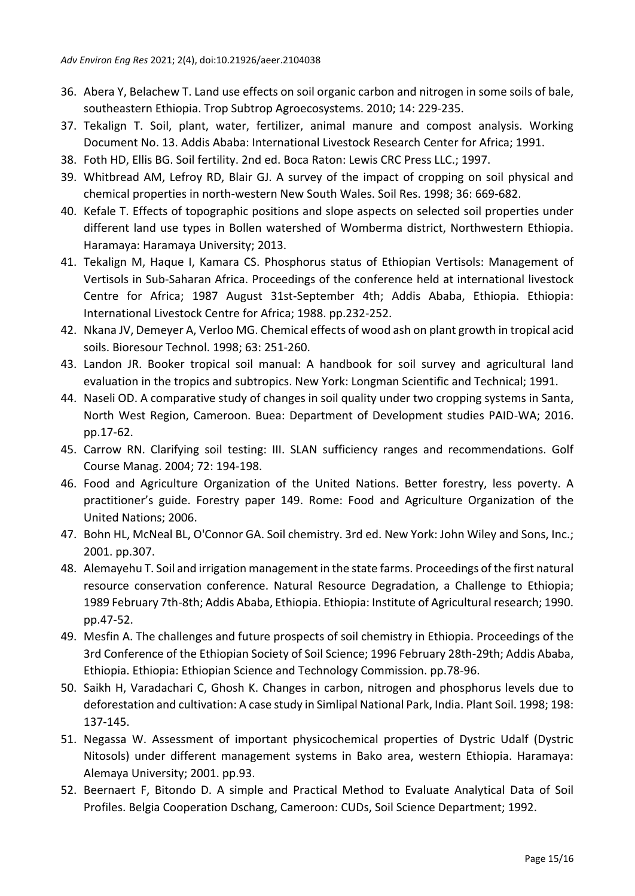36. Abera Y, Belachew T. Land use effects on soil organic carbon and nitrogen in some soils of bale, southeastern Ethiopia. Trop Subtrop Agroecosystems. 2010; 14: 229-235.
37. Tekalign T. Soil, plant, water, fertilizer, animal manure and compost analysis. Working Document No. 13. Addis Ababa: International Livestock Research Center for Africa; 1991.
38. Foth HD, Ellis BG. Soil fertility. 2nd ed. Boca Raton: Lewis CRC Press LLC.; 1997.
39. Whitbread AM, Lefroy RD, Blair GJ. A survey of the impact of cropping on soil physical and chemical properties in north-western New South Wales. Soil Res. 1998; 36: 669-682.
40. Kefale T. Effects of topographic positions and slope aspects on selected soil properties under different land use types in Bollen watershed of Womberma district, Northwestern Ethiopia. Haramaya: Haramaya University; 2013.
41. Tekalign M, Haque I, Kamara CS. Phosphorus status of Ethiopian Vertisols: Management of Vertisols in Sub-Saharan Africa. Proceedings of the conference held at international livestock Centre for Africa; 1987 August 31st-September 4th; Addis Ababa, Ethiopia. Ethiopia: International Livestock Centre for Africa; 1988. pp.232-252.
42. Nkana JV, Demeyer A, Verloo MG. Chemical effects of wood ash on plant growth in tropical acid soils. Bioresour Technol. 1998; 63: 251-260.
43. Landon JR. Booker tropical soil manual: A handbook for soil survey and agricultural land evaluation in the tropics and subtropics. New York: Longman Scientific and Technical; 1991.
44. Naseli OD. A comparative study of changes in soil quality under two cropping systems in Santa, North West Region, Cameroon. Buea: Department of Development studies PAID-WA; 2016. pp.17-62.
45. Carrow RN. Clarifying soil testing: III. SLAN sufficiency ranges and recommendations. Golf Course Manag. 2004; 72: 194-198.
46. Food and Agriculture Organization of the United Nations. Better forestry, less poverty. A practitioner's guide. Forestry paper 149. Rome: Food and Agriculture Organization of the United Nations; 2006.
47. Bohn HL, McNeal BL, O'Connor GA. Soil chemistry. 3rd ed. New York: John Wiley and Sons, Inc.; 2001. pp.307.
48. Alemayehu T. Soil and irrigation management in the state farms. Proceedings of the first natural resource conservation conference. Natural Resource Degradation, a Challenge to Ethiopia; 1989 February 7th-8th; Addis Ababa, Ethiopia. Ethiopia: Institute of Agricultural research; 1990. pp.47-52.
49. Mesfin A. The challenges and future prospects of soil chemistry in Ethiopia. Proceedings of the 3rd Conference of the Ethiopian Society of Soil Science; 1996 February 28th-29th; Addis Ababa, Ethiopia. Ethiopia: Ethiopian Science and Technology Commission. pp.78-96.
50. Saikh H, Varadachari C, Ghosh K. Changes in carbon, nitrogen and phosphorus levels due to deforestation and cultivation: A case study in Simlipal National Park, India. Plant Soil. 1998; 198: 137-145.
51. Negassa W. Assessment of important physicochemical properties of Dystric Udalf (Dystric Nitosols) under different management systems in Bako area, western Ethiopia. Haramaya: Alemaya University; 2001. pp.93.
52. Beernaert F, Bitondo D. A simple and Practical Method to Evaluate Analytical Data of Soil Profiles. Belgia Cooperation Dschang, Cameroon: CUDs, Soil Science Department; 1992.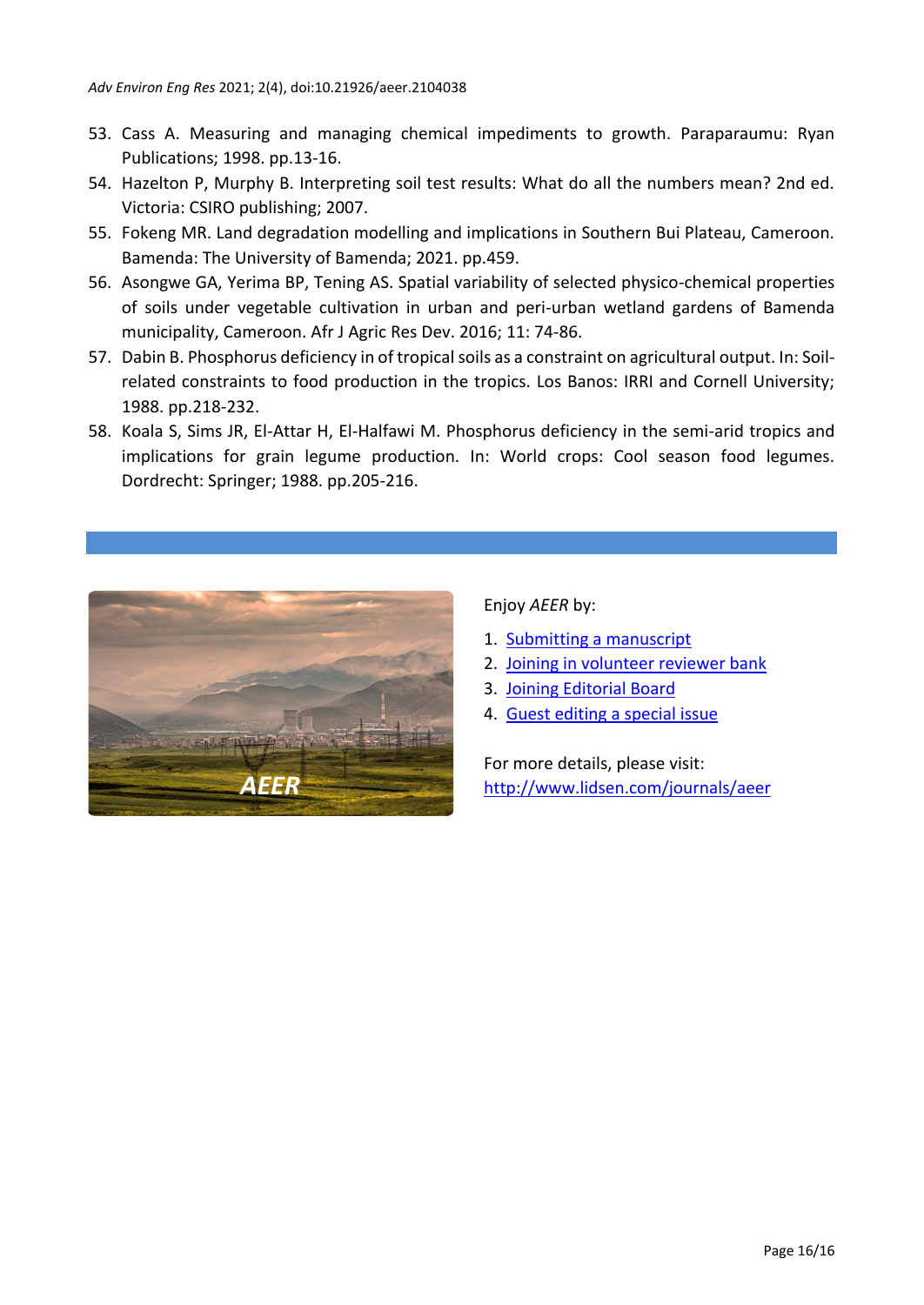53. Cass A. Measuring and managing chemical impediments to growth. Paraparaumu: Ryan Publications; 1998. pp.13-16.
54. Hazelton P, Murphy B. Interpreting soil test results: What do all the numbers mean? 2nd ed. Victoria: CSIRO publishing; 2007.
55. Fokeng MR. Land degradation modelling and implications in Southern Bui Plateau, Cameroon. Bamenda: The University of Bamenda; 2021. pp.459.
56. Asongwe GA, Yerima BP, Tening AS. Spatial variability of selected physico-chemical properties of soils under vegetable cultivation in urban and peri-urban wetland gardens of Bamenda municipality, Cameroon. Afr J Agric Res Dev. 2016; 11: 74-86.
57. Dabin B. Phosphorus deficiency in of tropical soils as a constraint on agricultural output. In: Soil-related constraints to food production in the tropics. Los Banos: IRRI and Cornell University; 1988. pp.218-232.
58. Koala S, Sims JR, El-Attar H, El-Halfawi M. Phosphorus deficiency in the semi-arid tropics and implications for grain legume production. In: World crops: Cool season food legumes. Dordrecht: Springer; 1988. pp.205-216.

Enjoy *AEER* by:

1. Submitting a manuscript
2. Joining in volunteer reviewer bank
3. Joining Editorial Board
4. Guest editing a special issue

For more details, please visit:
http://www.lidsen.com/journals/aeer